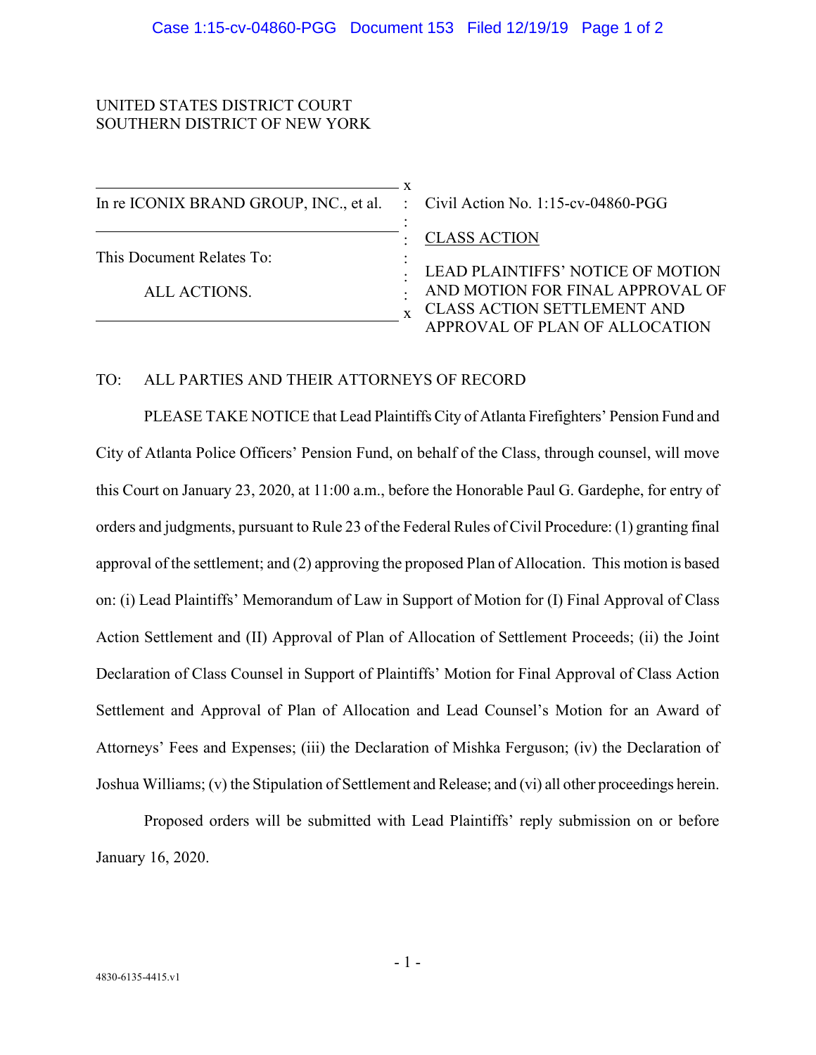UNITED STATES DISTRICT COURT
SOUTHERN DISTRICT OF NEW YORK

| | | |
|---|---|---|
| In re ICONIX BRAND GROUP, INC., et al. | : | Civil Action No. 1:15-cv-04860-PGG |
| | : | CLASS ACTION |
| This Document Relates To: | : | |
| ALL ACTIONS. | : | LEAD PLAINTIFFS' NOTICE OF MOTION AND MOTION FOR FINAL APPROVAL OF CLASS ACTION SETTLEMENT AND APPROVAL OF PLAN OF ALLOCATION |

TO: ALL PARTIES AND THEIR ATTORNEYS OF RECORD

PLEASE TAKE NOTICE that Lead Plaintiffs City of Atlanta Firefighters' Pension Fund and City of Atlanta Police Officers' Pension Fund, on behalf of the Class, through counsel, will move this Court on January 23, 2020, at 11:00 a.m., before the Honorable Paul G. Gardephe, for entry of orders and judgments, pursuant to Rule 23 of the Federal Rules of Civil Procedure: (1) granting final approval of the settlement; and (2) approving the proposed Plan of Allocation. This motion is based on: (i) Lead Plaintiffs' Memorandum of Law in Support of Motion for (I) Final Approval of Class Action Settlement and (II) Approval of Plan of Allocation of Settlement Proceeds; (ii) the Joint Declaration of Class Counsel in Support of Plaintiffs' Motion for Final Approval of Class Action Settlement and Approval of Plan of Allocation and Lead Counsel's Motion for an Award of Attorneys' Fees and Expenses; (iii) the Declaration of Mishka Ferguson; (iv) the Declaration of Joshua Williams; (v) the Stipulation of Settlement and Release; and (vi) all other proceedings herein.

Proposed orders will be submitted with Lead Plaintiffs' reply submission on or before January 16, 2020.

4830-6135-4415.v1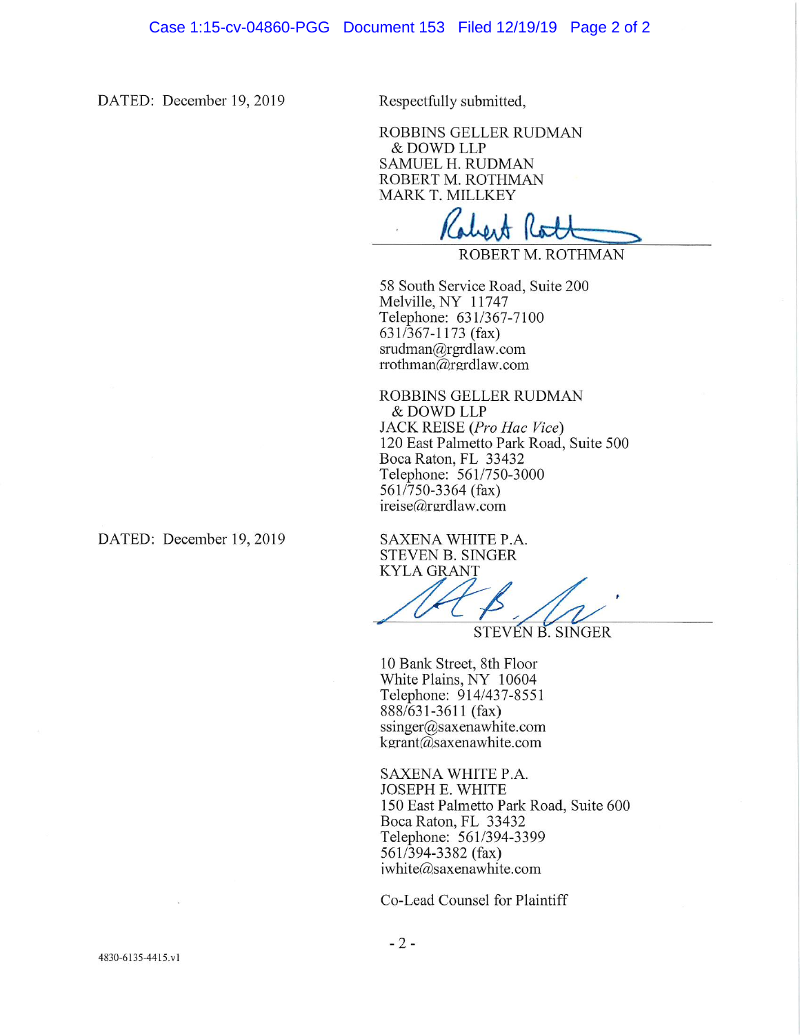DATED: December 19, 2019

Respectfully submitted,

ROBBINS GELLER RUDMAN
& DOWD LLP
SAMUEL H. RUDMAN
ROBERT M. ROTHMAN
MARK T. MILLKEY

ROBERT M. ROTHMAN

58 South Service Road, Suite 200
Melville, NY 11747
Telephone: 631/367-7100
631/367-1173 (fax)
srudman@rgrdlaw.com
rrothman@rgrdlaw.com

ROBBINS GELLER RUDMAN
& DOWD LLP
JACK REISE (*Pro Hac Vice*)
120 East Palmetto Park Road, Suite 500
Boca Raton, FL 33432
Telephone: 561/750-3000
561/750-3364 (fax)
jreise@rgrdlaw.com

DATED: December 19, 2019

SAXENA WHITE P.A.
STEVEN B. SINGER
KYLA GRANT

STEVEN B. SINGER

10 Bank Street, 8th Floor
White Plains, NY 10604
Telephone: 914/437-8551
888/631-3611 (fax)
ssinger@saxenawhite.com
kgrant@saxenawhite.com

SAXENA WHITE P.A.
JOSEPH E. WHITE
150 East Palmetto Park Road, Suite 600
Boca Raton, FL 33432
Telephone: 561/394-3399
561/394-3382 (fax)
jwhite@saxenawhite.com

Co-Lead Counsel for Plaintiff

4830-6135-4415.v1